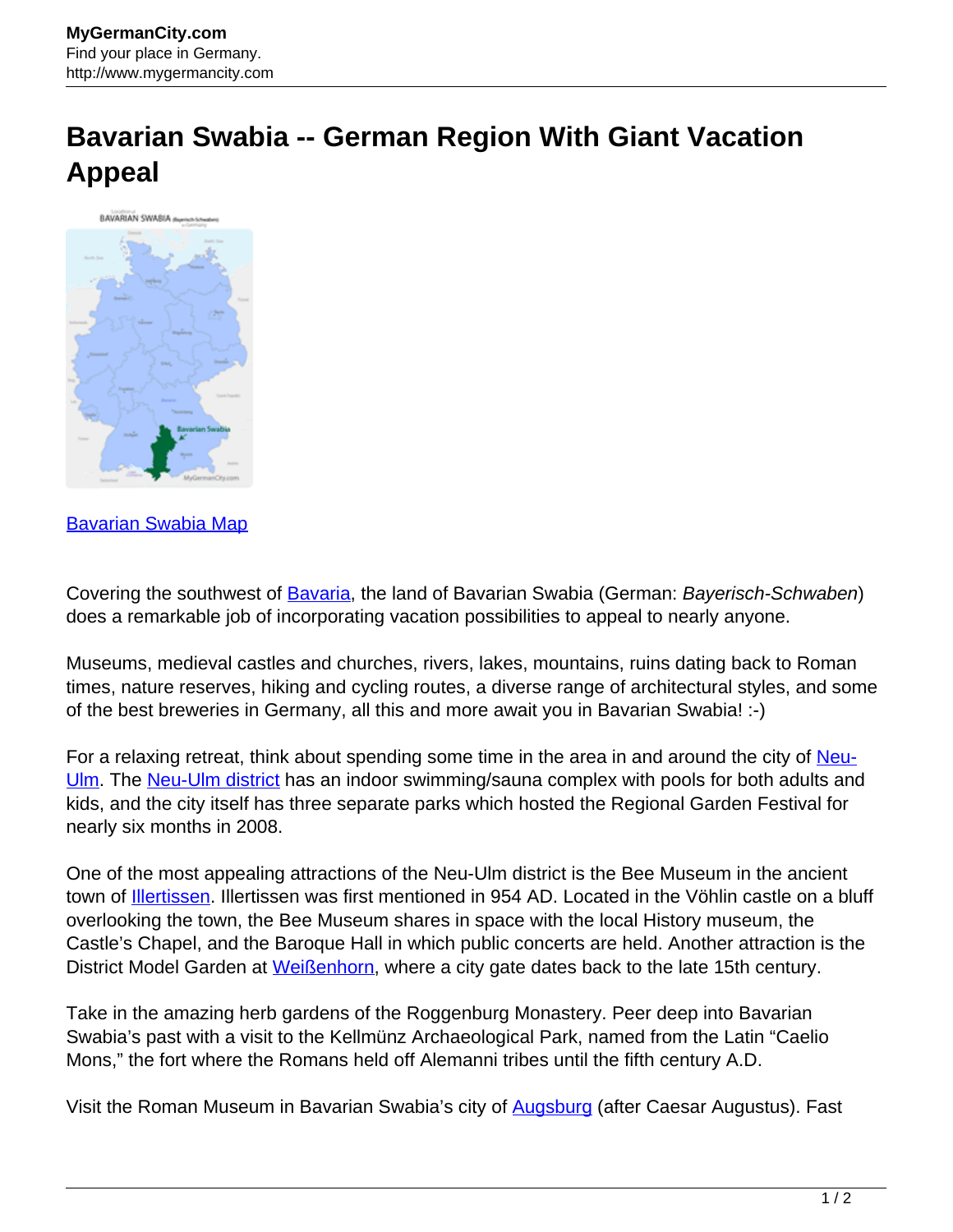MyGermanCity.com
Find your place in Germany.
http://www.mygermancity.com

# Bavarian Swabia -- German Region With Giant Vacation Appeal

[Bavarian Swabia Map](#)

Covering the southwest of [Bavaria](#), the land of Bavarian Swabia (German: *Bayerisch-Schwaben*) does a remarkable job of incorporating vacation possibilities to appeal to nearly anyone.

Museums, medieval castles and churches, rivers, lakes, mountains, ruins dating back to Roman times, nature reserves, hiking and cycling routes, a diverse range of architectural styles, and some of the best breweries in Germany, all this and more await you in Bavarian Swabia! :-)

For a relaxing retreat, think about spending some time in the area in and around the city of [Neu-Ulm](#). The [Neu-Ulm district](#) has an indoor swimming/sauna complex with pools for both adults and kids, and the city itself has three separate parks which hosted the Regional Garden Festival for nearly six months in 2008.

One of the most appealing attractions of the Neu-Ulm district is the Bee Museum in the ancient town of [Illertissen](#). Illertissen was first mentioned in 954 AD. Located in the Vöhlin castle on a bluff overlooking the town, the Bee Museum shares in space with the local History museum, the Castle's Chapel, and the Baroque Hall in which public concerts are held. Another attraction is the District Model Garden at [Weißenhorn](#), where a city gate dates back to the late 15th century.

Take in the amazing herb gardens of the Roggenburg Monastery. Peer deep into Bavarian Swabia's past with a visit to the Kellmünz Archaeological Park, named from the Latin "Caelio Mons," the fort where the Romans held off Alemanni tribes until the fifth century A.D.

Visit the Roman Museum in Bavarian Swabia's city of [Augsburg](#) (after Caesar Augustus). Fast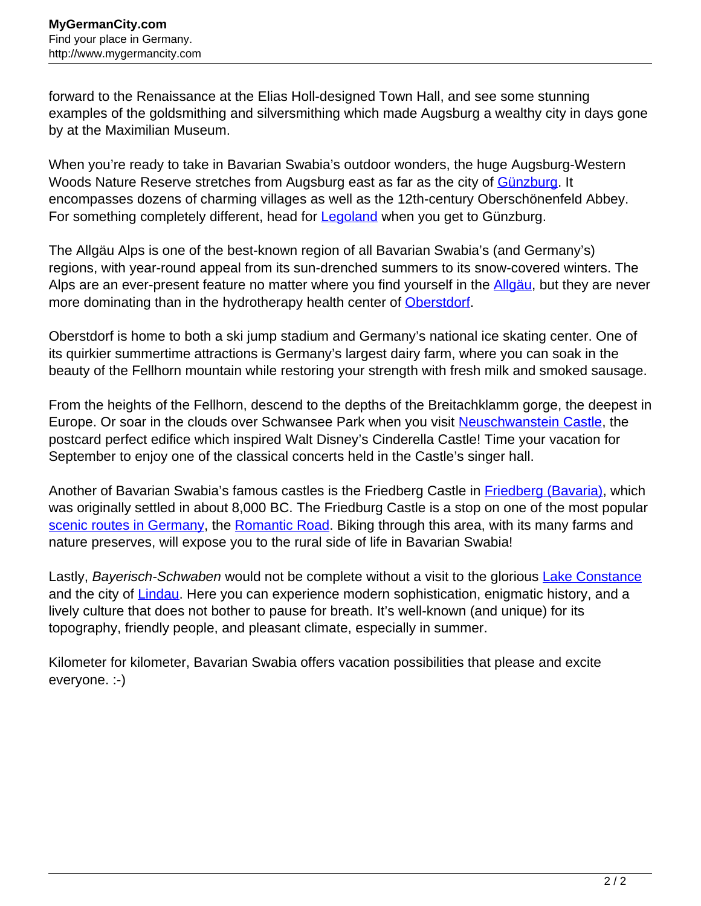forward to the Renaissance at the Elias Holl-designed Town Hall, and see some stunning examples of the goldsmithing and silversmithing which made Augsburg a wealthy city in days gone by at the Maximilian Museum.

When you're ready to take in Bavarian Swabia's outdoor wonders, the huge Augsburg-Western Woods Nature Reserve stretches from Augsburg east as far as the city of Günzburg. It encompasses dozens of charming villages as well as the 12th-century Oberschönenfeld Abbey. For something completely different, head for Legoland when you get to Günzburg.

The Allgäu Alps is one of the best-known region of all Bavarian Swabia's (and Germany's) regions, with year-round appeal from its sun-drenched summers to its snow-covered winters. The Alps are an ever-present feature no matter where you find yourself in the Allgäu, but they are never more dominating than in the hydrotherapy health center of Oberstdorf.

Oberstdorf is home to both a ski jump stadium and Germany's national ice skating center. One of its quirkier summertime attractions is Germany's largest dairy farm, where you can soak in the beauty of the Fellhorn mountain while restoring your strength with fresh milk and smoked sausage.

From the heights of the Fellhorn, descend to the depths of the Breitachklamm gorge, the deepest in Europe. Or soar in the clouds over Schwansee Park when you visit Neuschwanstein Castle, the postcard perfect edifice which inspired Walt Disney's Cinderella Castle! Time your vacation for September to enjoy one of the classical concerts held in the Castle's singer hall.

Another of Bavarian Swabia's famous castles is the Friedberg Castle in Friedberg (Bavaria), which was originally settled in about 8,000 BC. The Friedburg Castle is a stop on one of the most popular scenic routes in Germany, the Romantic Road. Biking through this area, with its many farms and nature preserves, will expose you to the rural side of life in Bavarian Swabia!

Lastly, *Bayerisch-Schwaben* would not be complete without a visit to the glorious Lake Constance and the city of Lindau. Here you can experience modern sophistication, enigmatic history, and a lively culture that does not bother to pause for breath. It's well-known (and unique) for its topography, friendly people, and pleasant climate, especially in summer.

Kilometer for kilometer, Bavarian Swabia offers vacation possibilities that please and excite everyone. :-)